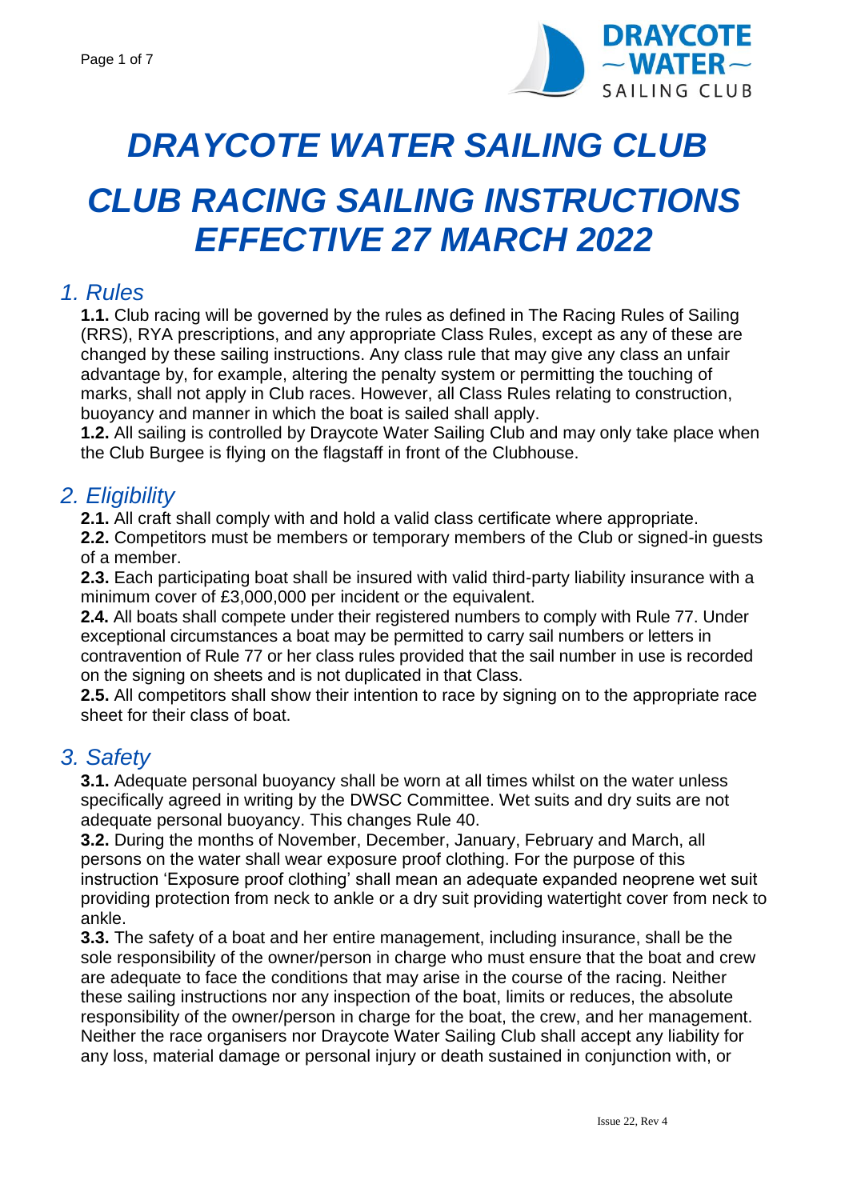# DRAYCOTE WATER SAILING CLUB

# CLUB RACING SAILING INSTRUCTIONS EFFECTIVE 27 MARCH 2022

## 1. Rules

**1.1.** Club racing will be governed by the rules as defined in The Racing Rules of Sailing (RRS), RYA prescriptions, and any appropriate Class Rules, except as any of these are changed by these sailing instructions. Any class rule that may give any class an unfair advantage by, for example, altering the penalty system or permitting the touching of marks, shall not apply in Club races. However, all Class Rules relating to construction, buoyancy and manner in which the boat is sailed shall apply.

**1.2.** All sailing is controlled by Draycote Water Sailing Club and may only take place when the Club Burgee is flying on the flagstaff in front of the Clubhouse.

## 2. Eligibility

**2.1.** All craft shall comply with and hold a valid class certificate where appropriate.

**2.2.** Competitors must be members or temporary members of the Club or signed-in guests of a member.

**2.3.** Each participating boat shall be insured with valid third-party liability insurance with a minimum cover of £3,000,000 per incident or the equivalent.

**2.4.** All boats shall compete under their registered numbers to comply with Rule 77. Under exceptional circumstances a boat may be permitted to carry sail numbers or letters in contravention of Rule 77 or her class rules provided that the sail number in use is recorded on the signing on sheets and is not duplicated in that Class.

**2.5.** All competitors shall show their intention to race by signing on to the appropriate race sheet for their class of boat.

## 3. Safety

**3.1.** Adequate personal buoyancy shall be worn at all times whilst on the water unless specifically agreed in writing by the DWSC Committee. Wet suits and dry suits are not adequate personal buoyancy. This changes Rule 40.

**3.2.** During the months of November, December, January, February and March, all persons on the water shall wear exposure proof clothing. For the purpose of this instruction 'Exposure proof clothing' shall mean an adequate expanded neoprene wet suit providing protection from neck to ankle or a dry suit providing watertight cover from neck to ankle.

**3.3.** The safety of a boat and her entire management, including insurance, shall be the sole responsibility of the owner/person in charge who must ensure that the boat and crew are adequate to face the conditions that may arise in the course of the racing. Neither these sailing instructions nor any inspection of the boat, limits or reduces, the absolute responsibility of the owner/person in charge for the boat, the crew, and her management. Neither the race organisers nor Draycote Water Sailing Club shall accept any liability for any loss, material damage or personal injury or death sustained in conjunction with, or

Issue 22, Rev 4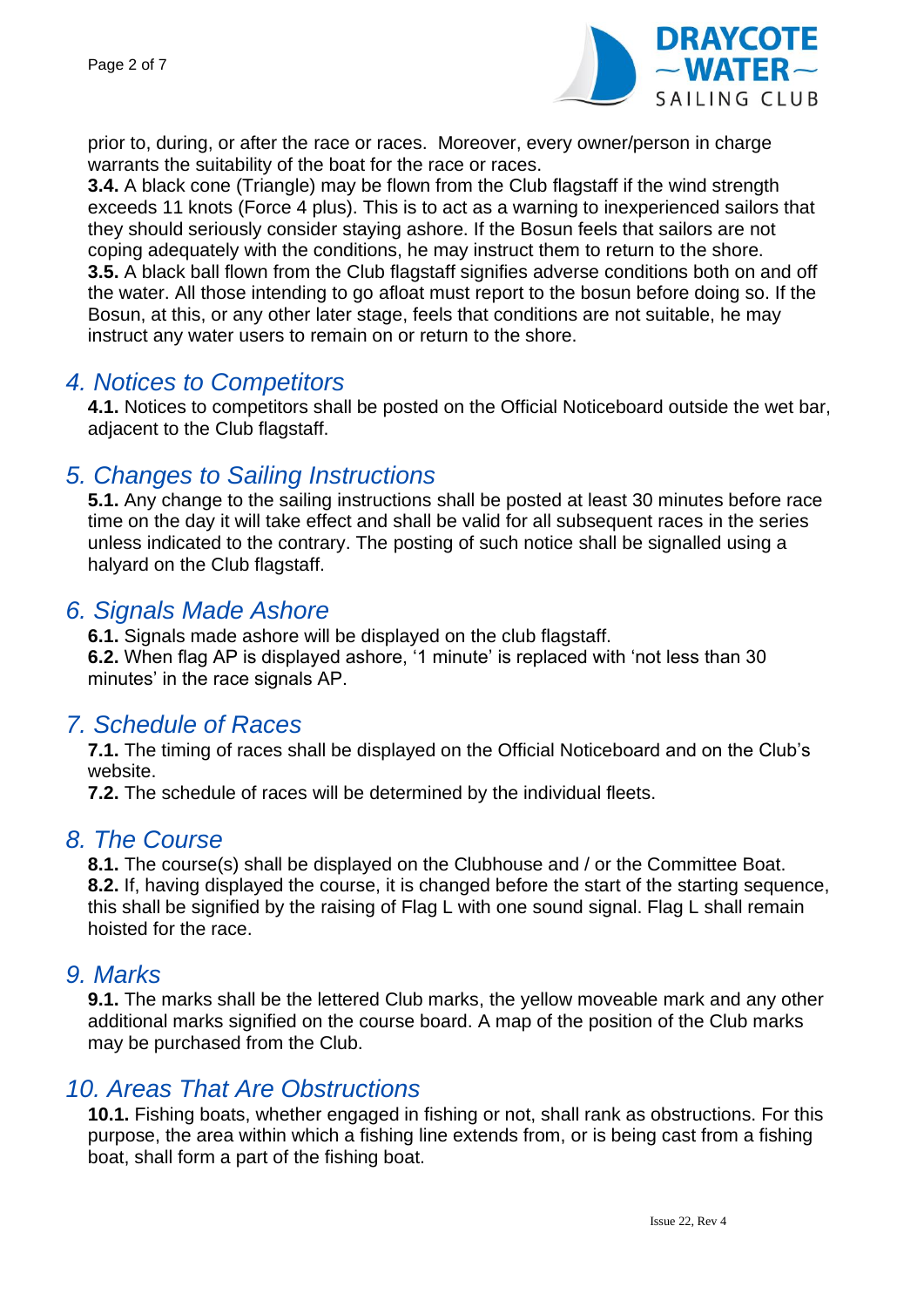prior to, during, or after the race or races. Moreover, every owner/person in charge warrants the suitability of the boat for the race or races.

**3.4.** A black cone (Triangle) may be flown from the Club flagstaff if the wind strength exceeds 11 knots (Force 4 plus). This is to act as a warning to inexperienced sailors that they should seriously consider staying ashore. If the Bosun feels that sailors are not coping adequately with the conditions, he may instruct them to return to the shore.

**3.5.** A black ball flown from the Club flagstaff signifies adverse conditions both on and off the water. All those intending to go afloat must report to the bosun before doing so. If the Bosun, at this, or any other later stage, feels that conditions are not suitable, he may instruct any water users to remain on or return to the shore.

## *4. Notices to Competitors*

**4.1.** Notices to competitors shall be posted on the Official Noticeboard outside the wet bar, adjacent to the Club flagstaff.

## *5. Changes to Sailing Instructions*

**5.1.** Any change to the sailing instructions shall be posted at least 30 minutes before race time on the day it will take effect and shall be valid for all subsequent races in the series unless indicated to the contrary. The posting of such notice shall be signalled using a halyard on the Club flagstaff.

## *6. Signals Made Ashore*

**6.1.** Signals made ashore will be displayed on the club flagstaff.

**6.2.** When flag AP is displayed ashore, '1 minute' is replaced with 'not less than 30 minutes' in the race signals AP.

## *7. Schedule of Races*

**7.1.** The timing of races shall be displayed on the Official Noticeboard and on the Club's website.

**7.2.** The schedule of races will be determined by the individual fleets.

## *8. The Course*

**8.1.** The course(s) shall be displayed on the Clubhouse and / or the Committee Boat.

**8.2.** If, having displayed the course, it is changed before the start of the starting sequence, this shall be signified by the raising of Flag L with one sound signal. Flag L shall remain hoisted for the race.

## *9. Marks*

**9.1.** The marks shall be the lettered Club marks, the yellow moveable mark and any other additional marks signified on the course board. A map of the position of the Club marks may be purchased from the Club.

## *10. Areas That Are Obstructions*

**10.1.** Fishing boats, whether engaged in fishing or not, shall rank as obstructions. For this purpose, the area within which a fishing line extends from, or is being cast from a fishing boat, shall form a part of the fishing boat.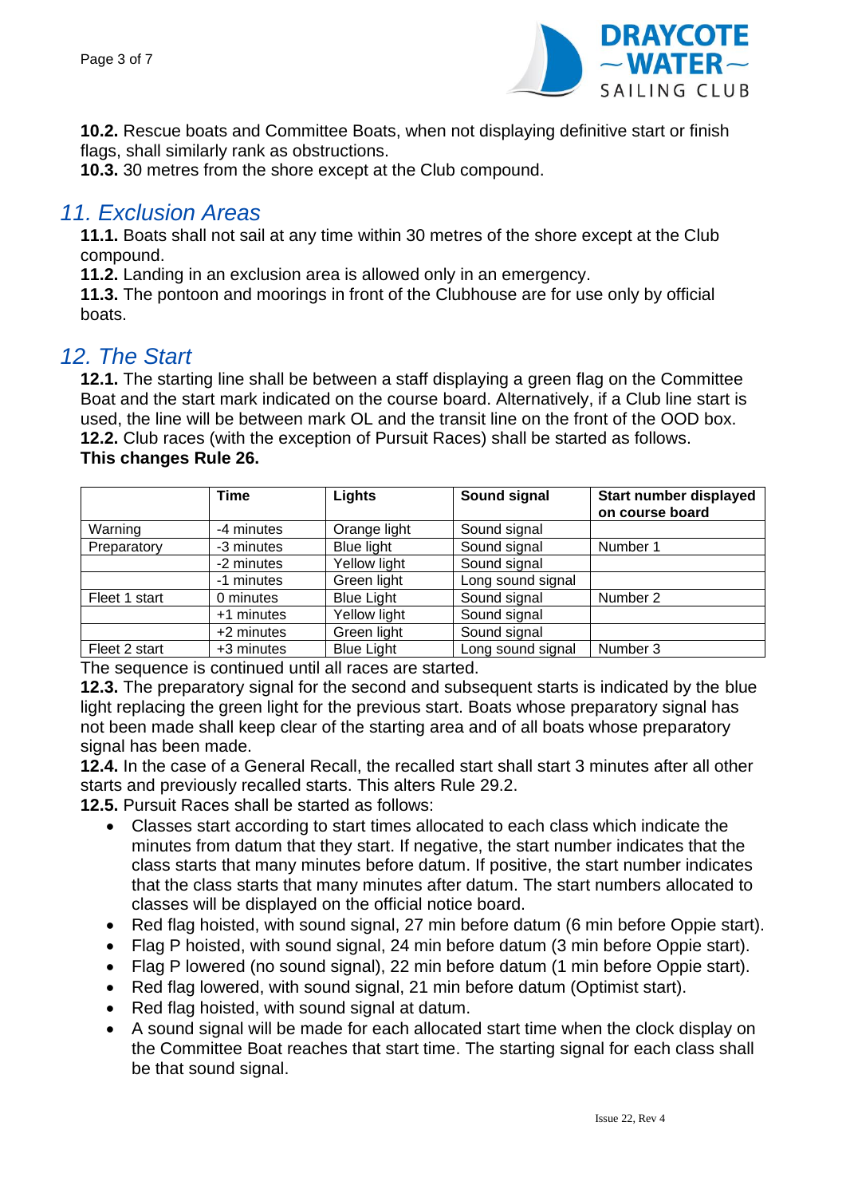**10.2.** Rescue boats and Committee Boats, when not displaying definitive start or finish flags, shall similarly rank as obstructions.
**10.3.** 30 metres from the shore except at the Club compound.

## *11. Exclusion Areas*

**11.1.** Boats shall not sail at any time within 30 metres of the shore except at the Club compound.
**11.2.** Landing in an exclusion area is allowed only in an emergency.
**11.3.** The pontoon and moorings in front of the Clubhouse are for use only by official boats.

## *12. The Start*

**12.1.** The starting line shall be between a staff displaying a green flag on the Committee Boat and the start mark indicated on the course board. Alternatively, if a Club line start is used, the line will be between mark OL and the transit line on the front of the OOD box.
**12.2.** Club races (with the exception of Pursuit Races) shall be started as follows.
**This changes Rule 26.**

| | **Time** | **Lights** | **Sound signal** | **Start number displayed on course board** |
|---|---|---|---|---|
| Warning | -4 minutes | Orange light | Sound signal | |
| Preparatory | -3 minutes | Blue light | Sound signal | Number 1 |
| | -2 minutes | Yellow light | Sound signal | |
| | -1 minutes | Green light | Long sound signal | |
| Fleet 1 start | 0 minutes | Blue Light | Sound signal | Number 2 |
| | +1 minutes | Yellow light | Sound signal | |
| | +2 minutes | Green light | Sound signal | |
| Fleet 2 start | +3 minutes | Blue Light | Long sound signal | Number 3 |

The sequence is continued until all races are started.
**12.3.** The preparatory signal for the second and subsequent starts is indicated by the blue light replacing the green light for the previous start. Boats whose preparatory signal has not been made shall keep clear of the starting area and of all boats whose preparatory signal has been made.
**12.4.** In the case of a General Recall, the recalled start shall start 3 minutes after all other starts and previously recalled starts. This alters Rule 29.2.
**12.5.** Pursuit Races shall be started as follows:

- Classes start according to start times allocated to each class which indicate the minutes from datum that they start. If negative, the start number indicates that the class starts that many minutes before datum. If positive, the start number indicates that the class starts that many minutes after datum. The start numbers allocated to classes will be displayed on the official notice board.
- Red flag hoisted, with sound signal, 27 min before datum (6 min before Oppie start).
- Flag P hoisted, with sound signal, 24 min before datum (3 min before Oppie start).
- Flag P lowered (no sound signal), 22 min before datum (1 min before Oppie start).
- Red flag lowered, with sound signal, 21 min before datum (Optimist start).
- Red flag hoisted, with sound signal at datum.
- A sound signal will be made for each allocated start time when the clock display on the Committee Boat reaches that start time. The starting signal for each class shall be that sound signal.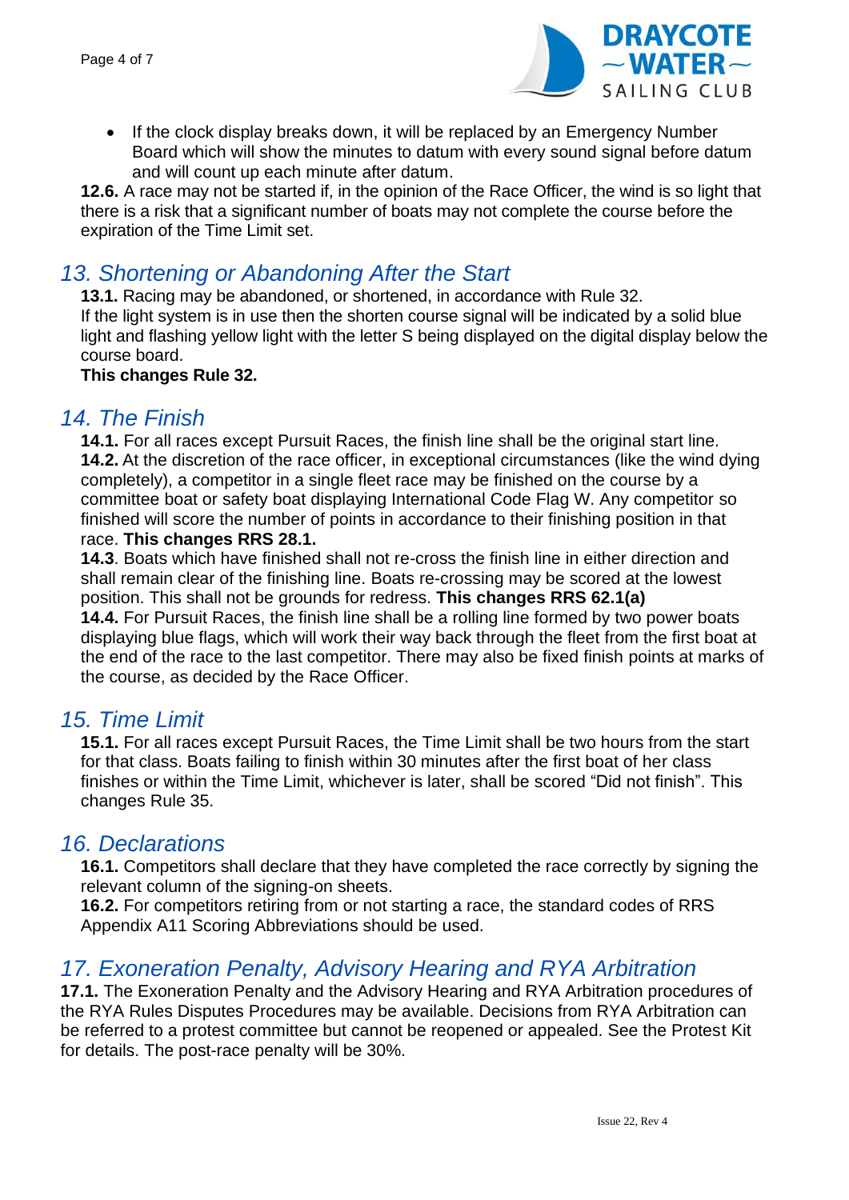- If the clock display breaks down, it will be replaced by an Emergency Number Board which will show the minutes to datum with every sound signal before datum and will count up each minute after datum.

**12.6.** A race may not be started if, in the opinion of the Race Officer, the wind is so light that there is a risk that a significant number of boats may not complete the course before the expiration of the Time Limit set.

## *13. Shortening or Abandoning After the Start*

**13.1.** Racing may be abandoned, or shortened, in accordance with Rule 32.
If the light system is in use then the shorten course signal will be indicated by a solid blue light and flashing yellow light with the letter S being displayed on the digital display below the course board.
**This changes Rule 32.**

## *14. The Finish*

**14.1.** For all races except Pursuit Races, the finish line shall be the original start line.
**14.2.** At the discretion of the race officer, in exceptional circumstances (like the wind dying completely), a competitor in a single fleet race may be finished on the course by a committee boat or safety boat displaying International Code Flag W. Any competitor so finished will score the number of points in accordance to their finishing position in that race. **This changes RRS 28.1.**
**14.3**. Boats which have finished shall not re-cross the finish line in either direction and shall remain clear of the finishing line. Boats re-crossing may be scored at the lowest position. This shall not be grounds for redress. **This changes RRS 62.1(a)**
**14.4.** For Pursuit Races, the finish line shall be a rolling line formed by two power boats displaying blue flags, which will work their way back through the fleet from the first boat at the end of the race to the last competitor. There may also be fixed finish points at marks of the course, as decided by the Race Officer.

## *15. Time Limit*

**15.1.** For all races except Pursuit Races, the Time Limit shall be two hours from the start for that class. Boats failing to finish within 30 minutes after the first boat of her class finishes or within the Time Limit, whichever is later, shall be scored "Did not finish". This changes Rule 35.

## *16. Declarations*

**16.1.** Competitors shall declare that they have completed the race correctly by signing the relevant column of the signing-on sheets.
**16.2.** For competitors retiring from or not starting a race, the standard codes of RRS Appendix A11 Scoring Abbreviations should be used.

## *17. Exoneration Penalty, Advisory Hearing and RYA Arbitration*

**17.1.** The Exoneration Penalty and the Advisory Hearing and RYA Arbitration procedures of the RYA Rules Disputes Procedures may be available. Decisions from RYA Arbitration can be referred to a protest committee but cannot be reopened or appealed. See the Protest Kit for details. The post-race penalty will be 30%.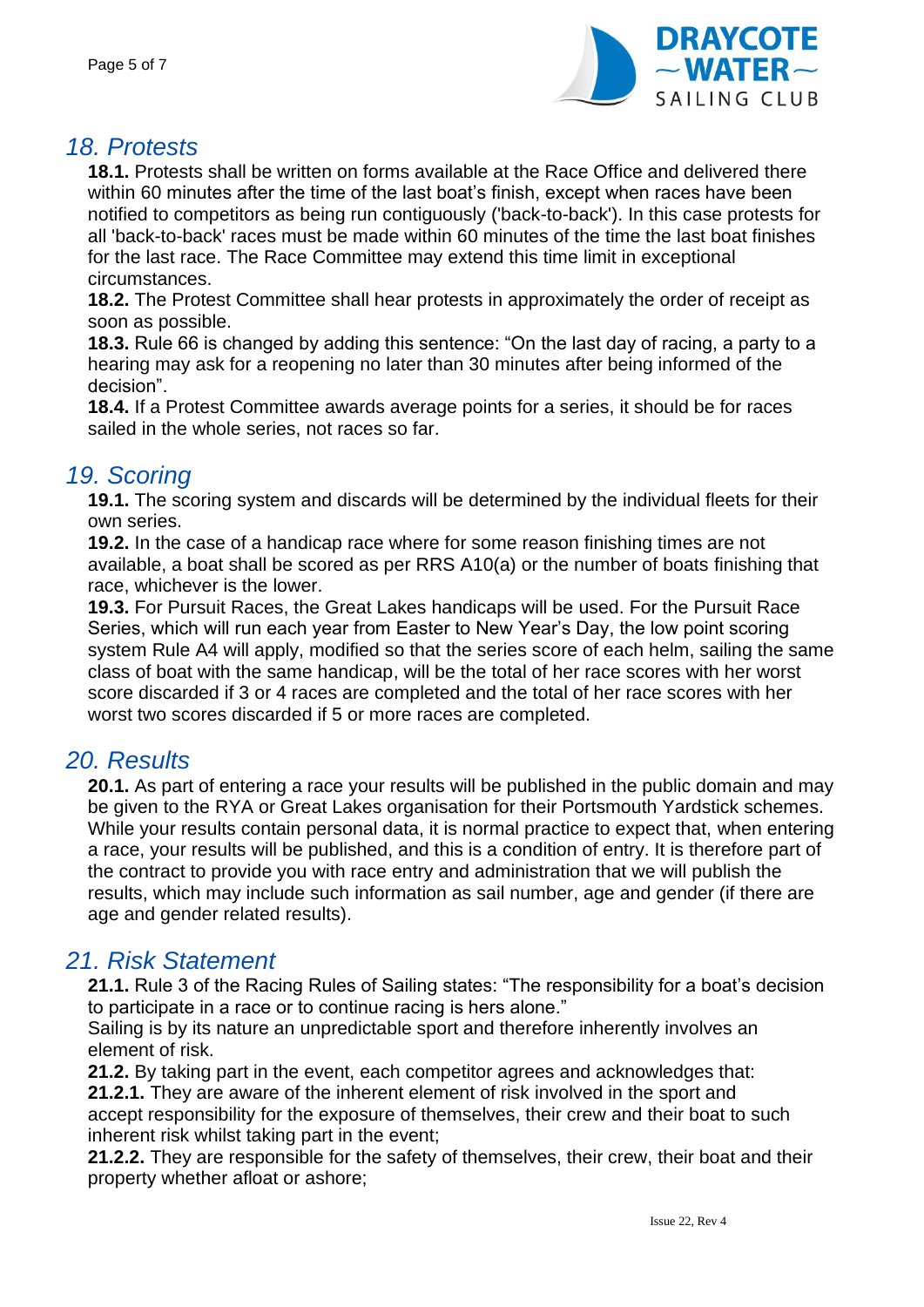## *18. Protests*

**18.1.** Protests shall be written on forms available at the Race Office and delivered there within 60 minutes after the time of the last boat's finish, except when races have been notified to competitors as being run contiguously ('back-to-back'). In this case protests for all 'back-to-back' races must be made within 60 minutes of the time the last boat finishes for the last race. The Race Committee may extend this time limit in exceptional circumstances.

**18.2.** The Protest Committee shall hear protests in approximately the order of receipt as soon as possible.

**18.3.** Rule 66 is changed by adding this sentence: "On the last day of racing, a party to a hearing may ask for a reopening no later than 30 minutes after being informed of the decision".

**18.4.** If a Protest Committee awards average points for a series, it should be for races sailed in the whole series, not races so far.

## *19. Scoring*

**19.1.** The scoring system and discards will be determined by the individual fleets for their own series.

**19.2.** In the case of a handicap race where for some reason finishing times are not available, a boat shall be scored as per RRS A10(a) or the number of boats finishing that race, whichever is the lower.

**19.3.** For Pursuit Races, the Great Lakes handicaps will be used. For the Pursuit Race Series, which will run each year from Easter to New Year's Day, the low point scoring system Rule A4 will apply, modified so that the series score of each helm, sailing the same class of boat with the same handicap, will be the total of her race scores with her worst score discarded if 3 or 4 races are completed and the total of her race scores with her worst two scores discarded if 5 or more races are completed.

## *20. Results*

**20.1.** As part of entering a race your results will be published in the public domain and may be given to the RYA or Great Lakes organisation for their Portsmouth Yardstick schemes. While your results contain personal data, it is normal practice to expect that, when entering a race, your results will be published, and this is a condition of entry. It is therefore part of the contract to provide you with race entry and administration that we will publish the results, which may include such information as sail number, age and gender (if there are age and gender related results).

## *21. Risk Statement*

**21.1.** Rule 3 of the Racing Rules of Sailing states: "The responsibility for a boat's decision to participate in a race or to continue racing is hers alone."
Sailing is by its nature an unpredictable sport and therefore inherently involves an element of risk.

**21.2.** By taking part in the event, each competitor agrees and acknowledges that:

**21.2.1.** They are aware of the inherent element of risk involved in the sport and accept responsibility for the exposure of themselves, their crew and their boat to such inherent risk whilst taking part in the event;

**21.2.2.** They are responsible for the safety of themselves, their crew, their boat and their property whether afloat or ashore;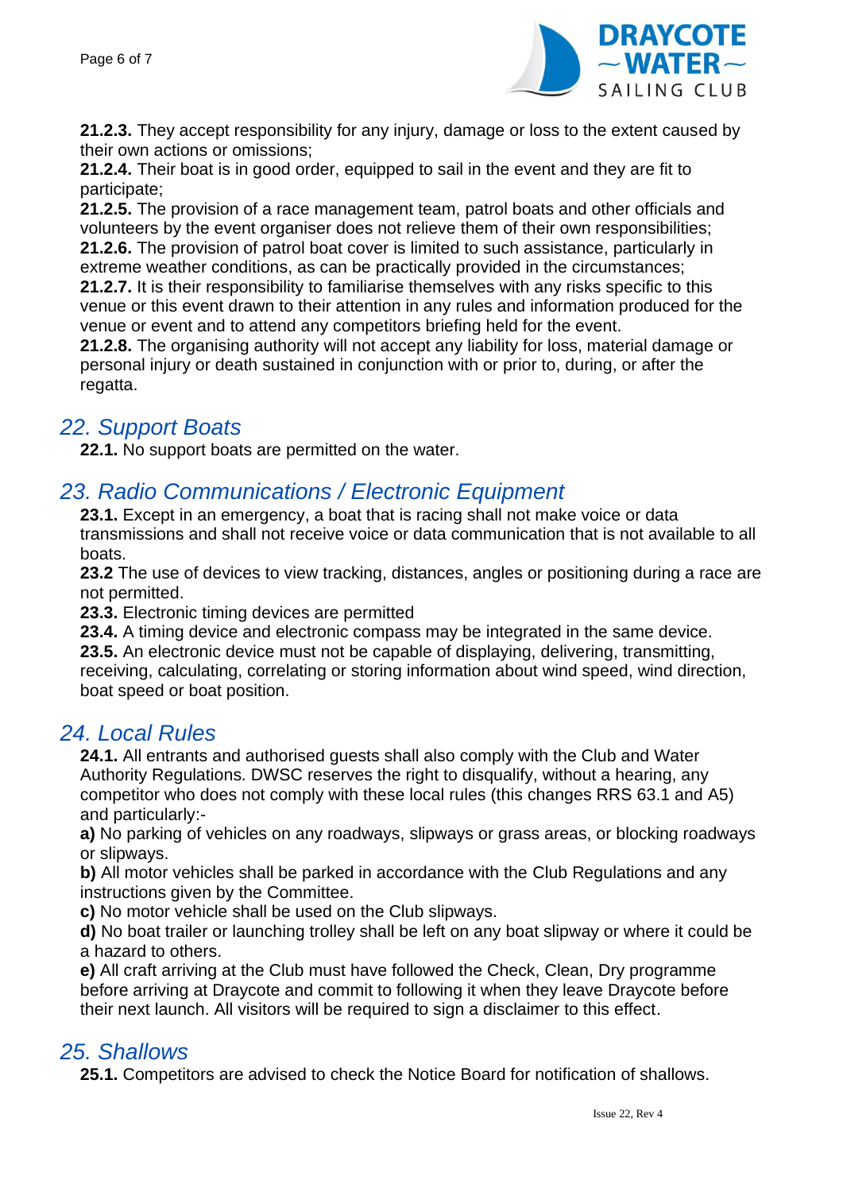**21.2.3.** They accept responsibility for any injury, damage or loss to the extent caused by their own actions or omissions;

**21.2.4.** Their boat is in good order, equipped to sail in the event and they are fit to participate;

**21.2.5.** The provision of a race management team, patrol boats and other officials and volunteers by the event organiser does not relieve them of their own responsibilities;

**21.2.6.** The provision of patrol boat cover is limited to such assistance, particularly in extreme weather conditions, as can be practically provided in the circumstances;

**21.2.7.** It is their responsibility to familiarise themselves with any risks specific to this venue or this event drawn to their attention in any rules and information produced for the venue or event and to attend any competitors briefing held for the event.

**21.2.8.** The organising authority will not accept any liability for loss, material damage or personal injury or death sustained in conjunction with or prior to, during, or after the regatta.

## *22. Support Boats*

**22.1.** No support boats are permitted on the water.

## *23. Radio Communications / Electronic Equipment*

**23.1.** Except in an emergency, a boat that is racing shall not make voice or data transmissions and shall not receive voice or data communication that is not available to all boats.

**23.2** The use of devices to view tracking, distances, angles or positioning during a race are not permitted.

**23.3.** Electronic timing devices are permitted

**23.4.** A timing device and electronic compass may be integrated in the same device.

**23.5.** An electronic device must not be capable of displaying, delivering, transmitting, receiving, calculating, correlating or storing information about wind speed, wind direction, boat speed or boat position.

## *24. Local Rules*

**24.1.** All entrants and authorised guests shall also comply with the Club and Water Authority Regulations. DWSC reserves the right to disqualify, without a hearing, any competitor who does not comply with these local rules (this changes RRS 63.1 and A5) and particularly:-

**a)** No parking of vehicles on any roadways, slipways or grass areas, or blocking roadways or slipways.

**b)** All motor vehicles shall be parked in accordance with the Club Regulations and any instructions given by the Committee.

**c)** No motor vehicle shall be used on the Club slipways.

**d)** No boat trailer or launching trolley shall be left on any boat slipway or where it could be a hazard to others.

**e)** All craft arriving at the Club must have followed the Check, Clean, Dry programme before arriving at Draycote and commit to following it when they leave Draycote before their next launch. All visitors will be required to sign a disclaimer to this effect.

## *25. Shallows*

**25.1.** Competitors are advised to check the Notice Board for notification of shallows.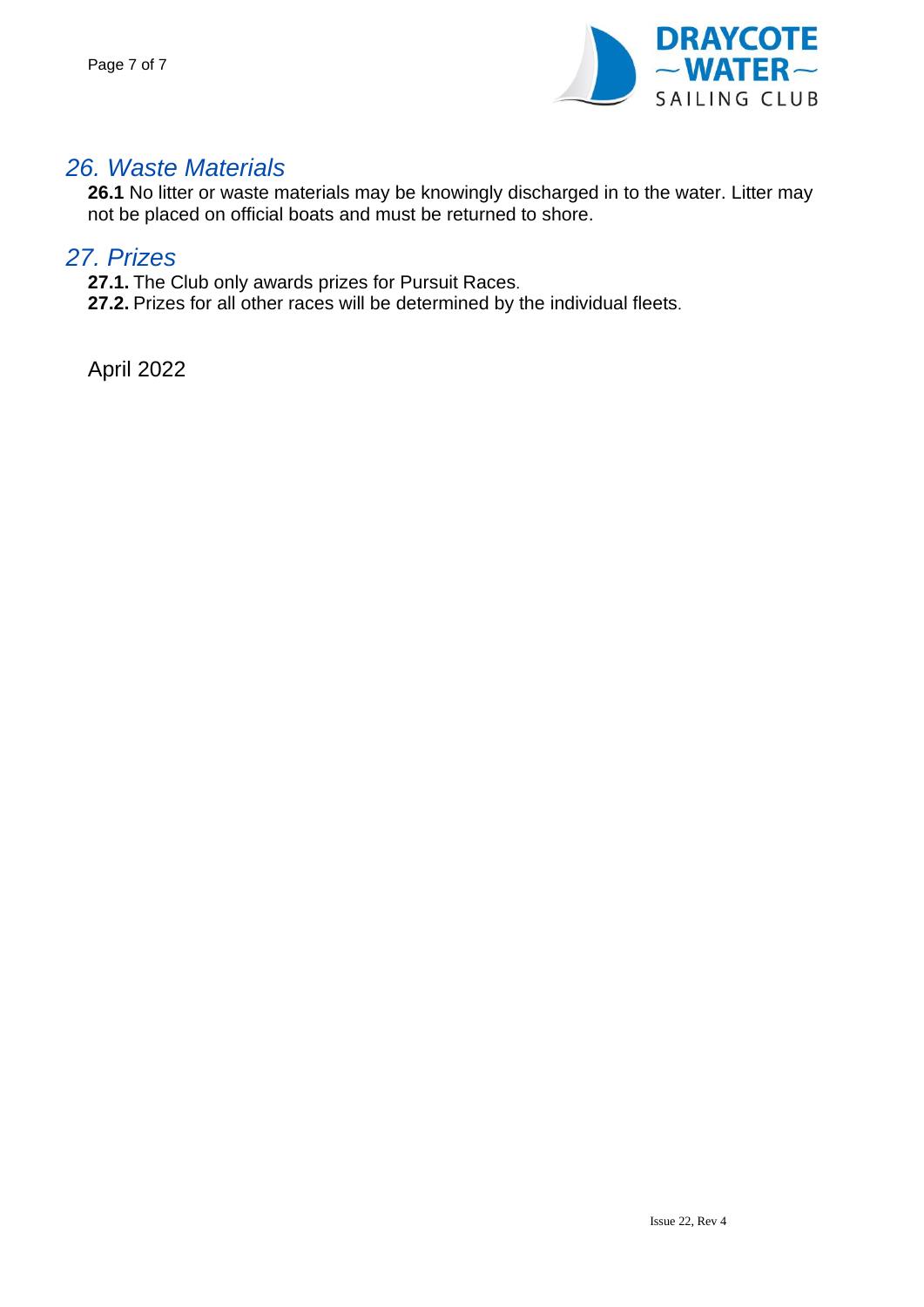## *26. Waste Materials*

**26.1** No litter or waste materials may be knowingly discharged in to the water. Litter may not be placed on official boats and must be returned to shore.

## *27. Prizes*

**27.1.** The Club only awards prizes for Pursuit Races.
**27.2.** Prizes for all other races will be determined by the individual fleets.

April 2022